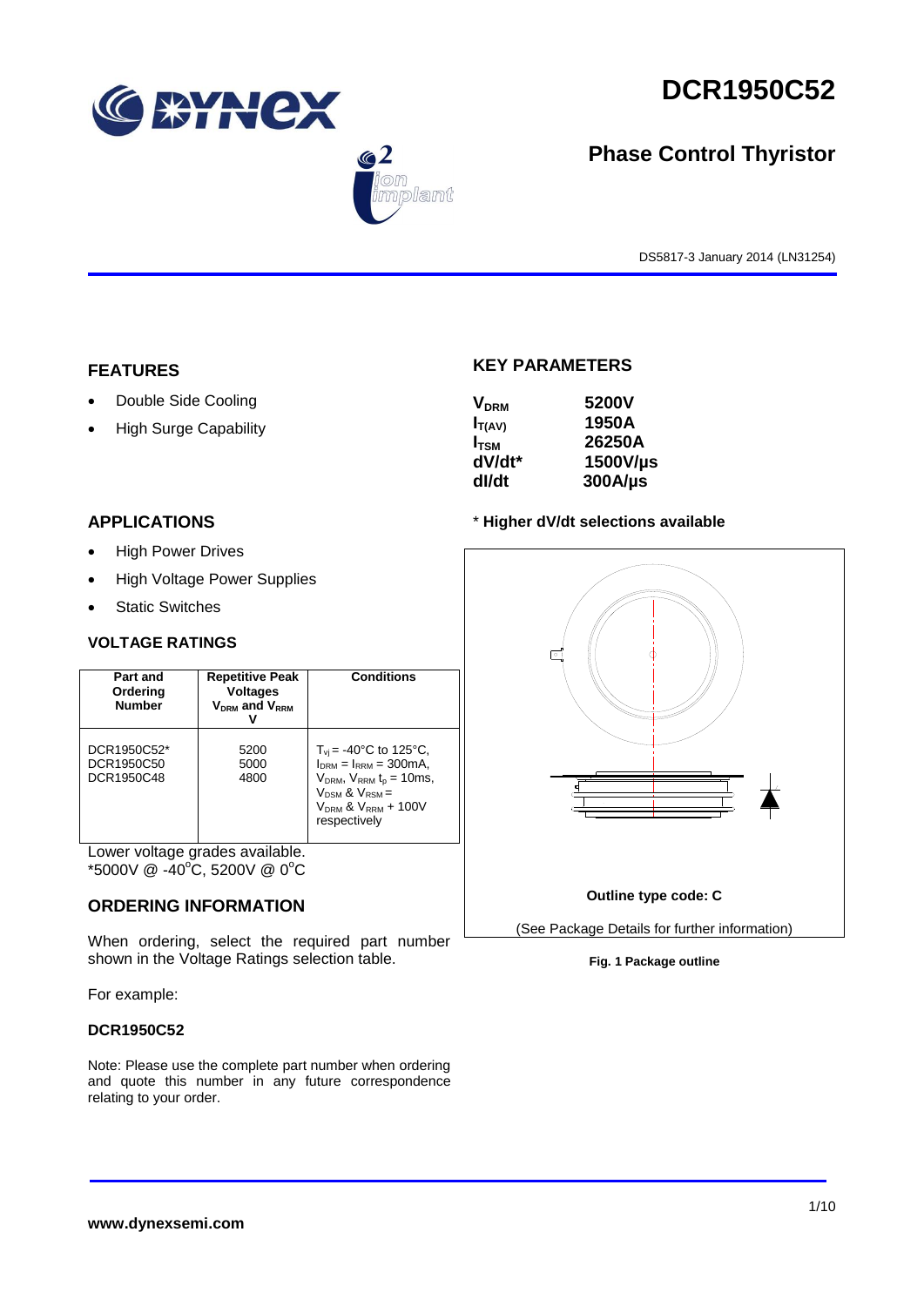# DCR1950C52

## Phase Control Thyristor

DS5817-3 January 2014 (LN31254)

## FEATURES

- Double Side Cooling
- High Surge Capability

## APPLICATIONS

- High Power Drives
- High Voltage Power Supplies
- Static Switches

## VOLTAGE RATINGS

| Part and Ordering Number | Repetitive Peak Voltages $V_{DRM}$ and $V_{RRM}$ V | Conditions |
|---|---|---|
| DCR1950C52*<br>DCR1950C50<br>DCR1950C48 | 5200<br>5000<br>4800 | $T_{vj}$ = -40°C to 125°C, $I_{DRM}$ = $I_{RRM}$ = 300mA, $V_{DRM}$, $V_{RRM}$ $t_p$ = 10ms, $V_{DSM}$ & $V_{RSM}$ = $V_{DRM}$ & $V_{RRM}$ + 100V respectively |

Lower voltage grades available.
*5000V @ -40°C, 5200V @ 0°C

## ORDERING INFORMATION

When ordering, select the required part number shown in the Voltage Ratings selection table.

For example:

**DCR1950C52**

Note: Please use the complete part number when ordering and quote this number in any future correspondence relating to your order.

## KEY PARAMETERS

| | |
|---|---|
| $V_{DRM}$ | 5200V |
| $I_{T(AV)}$ | 1950A |
| $I_{TSM}$ | 26250A |
| dV/dt* | 1500V/µs |
| dI/dt | 300A/µs |

* **Higher dV/dt selections available**

**Outline type code: C**

(See Package Details for further information)

**Fig. 1 Package outline**

**www.dynexsemi.com**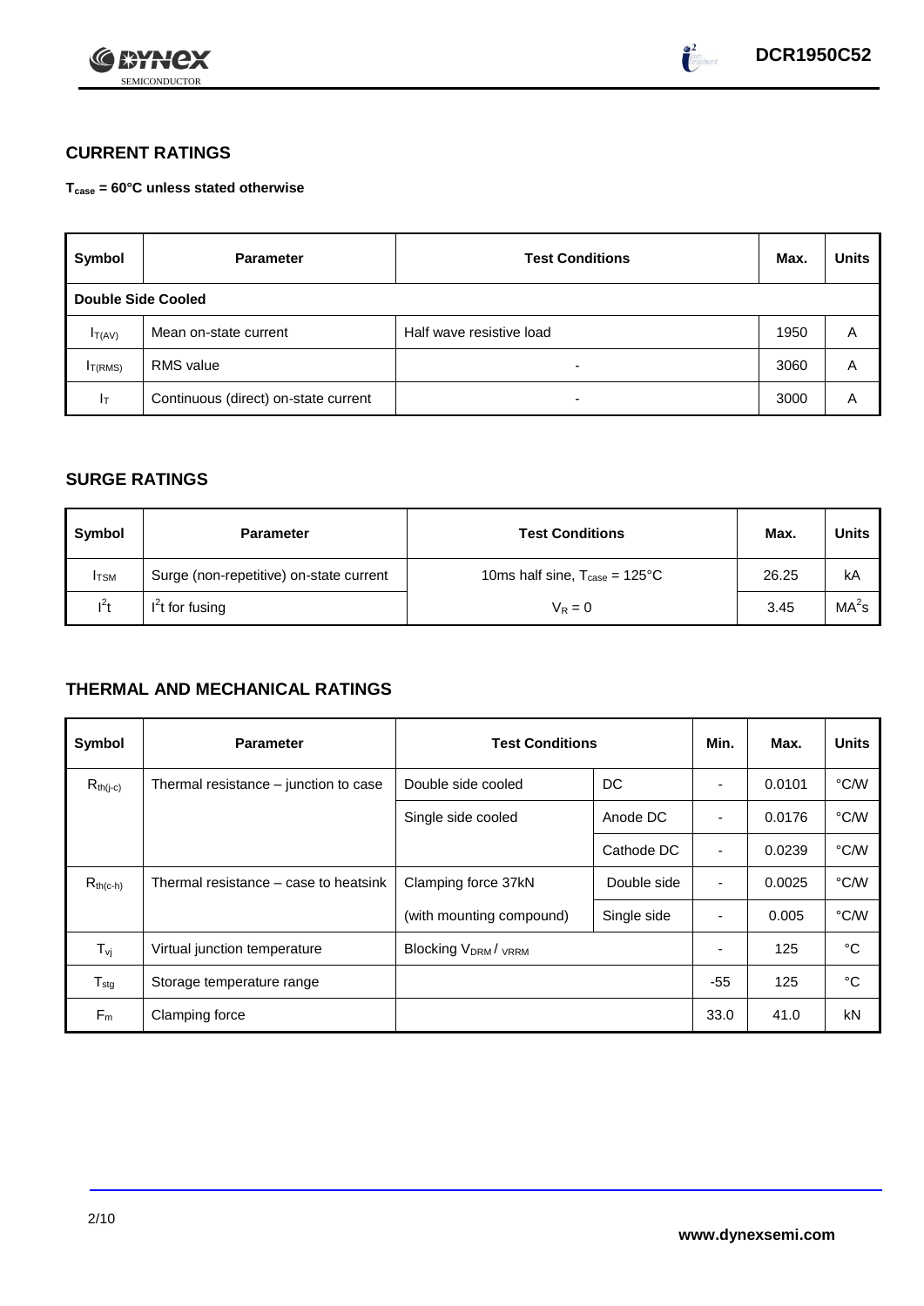## CURRENT RATINGS

**$T_{case}$ = 60°C unless stated otherwise**

| Symbol | Parameter | Test Conditions | Max. | Units |
|---|---|---|---|---|
| **Double Side Cooled** | | | | |
| $I_{T(AV)}$ | Mean on-state current | Half wave resistive load | 1950 | A |
| $I_{T(RMS)}$ | RMS value | - | 3060 | A |
| $I_T$ | Continuous (direct) on-state current | - | 3000 | A |

## SURGE RATINGS

| Symbol | Parameter | Test Conditions | Max. | Units |
|---|---|---|---|---|
| $I_{TSM}$ | Surge (non-repetitive) on-state current | 10ms half sine, $T_{case}$ = 125°C | 26.25 | kA |
| $I^2t$ | $I^2t$ for fusing | $V_R = 0$ | 3.45 | $MA^2s$ |

## THERMAL AND MECHANICAL RATINGS

| Symbol | Parameter | Test Conditions | | Min. | Max. | Units |
|---|---|---|---|---|---|---|
| $R_{th(j-c)}$ | Thermal resistance – junction to case | Double side cooled | DC | - | 0.0101 | °C/W |
| | | Single side cooled | Anode DC | - | 0.0176 | °C/W |
| | | | Cathode DC | - | 0.0239 | °C/W |
| $R_{th(c-h)}$ | Thermal resistance – case to heatsink | Clamping force 37kN | Double side | - | 0.0025 | °C/W |
| | | (with mounting compound) | Single side | - | 0.005 | °C/W |
| $T_{vj}$ | Virtual junction temperature | Blocking $V_{DRM}$ / $V_{RRM}$ | | - | 125 | °C |
| $T_{stg}$ | Storage temperature range | | | -55 | 125 | °C |
| $F_m$ | Clamping force | | | 33.0 | 41.0 | kN |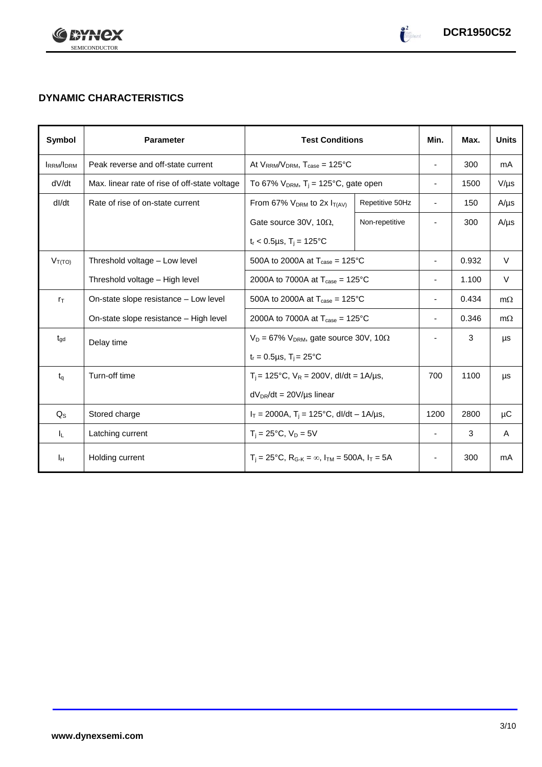## DYNAMIC CHARACTERISTICS

| Symbol | Parameter | Test Conditions | | Min. | Max. | Units |
|---|---|---|---|---|---|---|
| $I_{RRM}/I_{DRM}$ | Peak reverse and off-state current | At $V_{RRM}/V_{DRM}$, $T_{case}$ = 125°C | | - | 300 | mA |
| dV/dt | Max. linear rate of rise of off-state voltage | To 67% $V_{DRM}$, $T_j$ = 125°C, gate open | | - | 1500 | V/µs |
| dI/dt | Rate of rise of on-state current | From 67% $V_{DRM}$ to 2x $I_{T(AV)}$ | Repetitive 50Hz | - | 150 | A/µs |
| | | Gate source 30V, 10Ω, | Non-repetitive | - | 300 | A/µs |
| | | $t_r$ < 0.5µs, $T_j$ = 125°C | | | | |
| $V_{T(TO)}$ | Threshold voltage – Low level | 500A to 2000A at $T_{case}$ = 125°C | | - | 0.932 | V |
| | Threshold voltage – High level | 2000A to 7000A at $T_{case}$ = 125°C | | - | 1.100 | V |
| $r_T$ | On-state slope resistance – Low level | 500A to 2000A at $T_{case}$ = 125°C | | - | 0.434 | mΩ |
| | On-state slope resistance – High level | 2000A to 7000A at $T_{case}$ = 125°C | | - | 0.346 | mΩ |
| $t_{gd}$ | Delay time | $V_D$ = 67% $V_{DRM}$, gate source 30V, 10Ω | | - | 3 | µs |
| | | $t_r$ = 0.5µs, $T_j$ = 25°C | | | | |
| $t_q$ | Turn-off time | $T_j$ = 125°C, $V_R$ = 200V, dI/dt = 1A/µs, | | 700 | 1100 | µs |
| | | $dV_{DR}/dt$ = 20V/µs linear | | | | |
| $Q_S$ | Stored charge | $I_T$ = 2000A, $T_j$ = 125°C, dI/dt – 1A/µs, | | 1200 | 2800 | µC |
| $I_L$ | Latching current | $T_j$ = 25°C, $V_D$ = 5V | | - | 3 | A |
| $I_H$ | Holding current | $T_j$ = 25°C, $R_{G-K}$ = ∞, $I_{TM}$ = 500A, $I_T$ = 5A | | - | 300 | mA |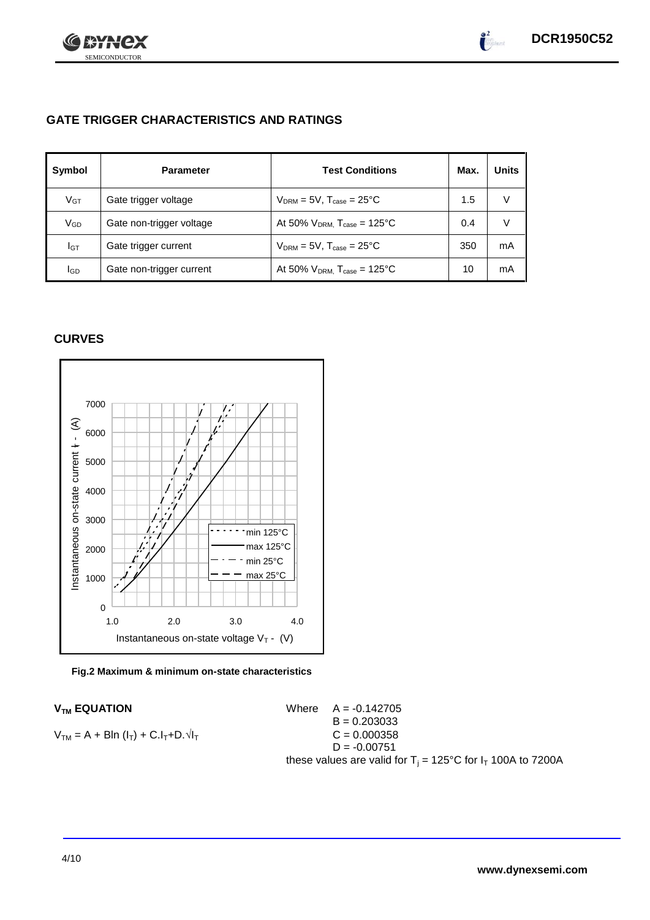## GATE TRIGGER CHARACTERISTICS AND RATINGS

| Symbol | Parameter | Test Conditions | Max. | Units |
|---|---|---|---|---|
| $V_{GT}$ | Gate trigger voltage | $V_{DRM}$ = 5V, $T_{case}$ = 25°C | 1.5 | V |
| $V_{GD}$ | Gate non-trigger voltage | At 50% $V_{DRM}$, $T_{case}$ = 125°C | 0.4 | V |
| $I_{GT}$ | Gate trigger current | $V_{DRM}$ = 5V, $T_{case}$ = 25°C | 350 | mA |
| $I_{GD}$ | Gate non-trigger current | At 50% $V_{DRM}$, $T_{case}$ = 125°C | 10 | mA |

## CURVES

**Fig.2 Maximum & minimum on-state characteristics**

### $V_{TM}$ EQUATION

$$V_{TM} = A + B\ln(I_T) + C.I_T + D.\sqrt{I_T}$$

Where
A = -0.142705
B = 0.203033
C = 0.000358
D = -0.00751

these values are valid for $T_j$ = 125°C for $I_T$ 100A to 7200A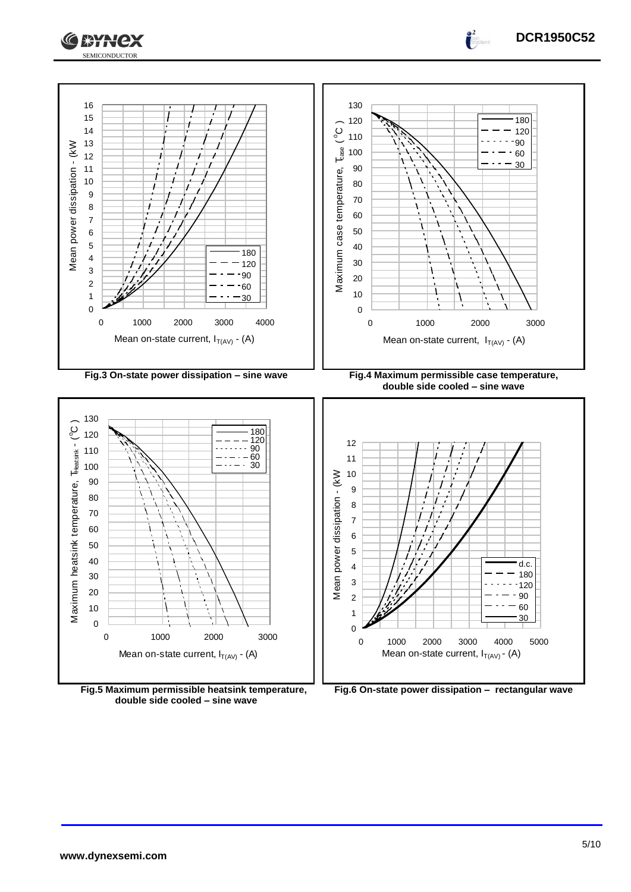Fig.3 On-state power dissipation – sine wave

Fig.4 Maximum permissible case temperature, double side cooled – sine wave

Fig.5 Maximum permissible heatsink temperature, double side cooled – sine wave

Fig.6 On-state power dissipation – rectangular wave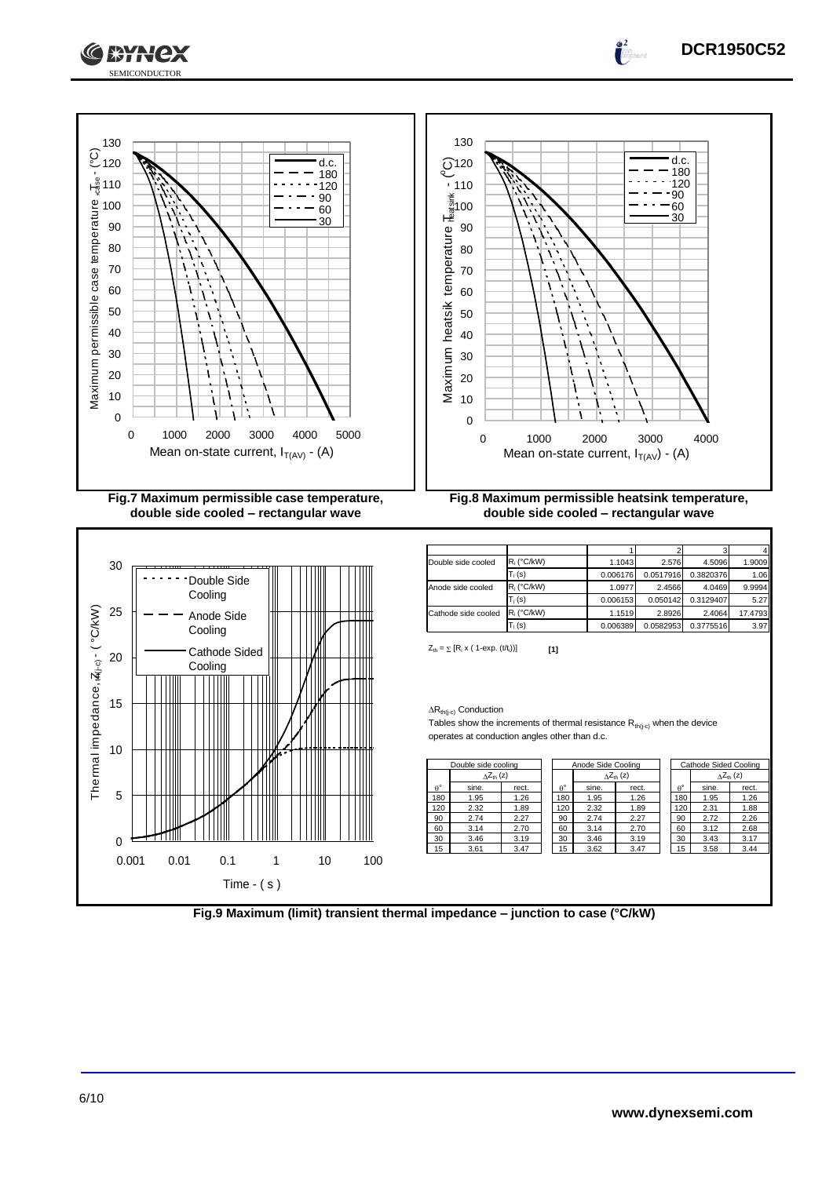Fig.7 Maximum permissible case temperature, double side cooled – rectangular wave

Fig.8 Maximum permissible heatsink temperature, double side cooled – rectangular wave

| | | 1 | 2 | 3 | 4 |
|---|---|---|---|---|---|
| Double side cooled | $R_i$ (°C/kW) | 1.1043 | 2.576 | 4.5096 | 1.9009 |
| | $T_i$ (s) | 0.006176 | 0.0517916 | 0.3820376 | 1.06 |
| Anode side cooled | $R_i$ (°C/kW) | 1.0977 | 2.4566 | 4.0469 | 9.9994 |
| | $T_i$ (s) | 0.006153 | 0.050142 | 0.3129407 | 5.27 |
| Cathode side cooled | $R_i$ (°C/kW) | 1.1519 | 2.8926 | 2.4064 | 17.4793 |
| | $T_i$ (s) | 0.006389 | 0.0582953 | 0.3775516 | 3.97 |

$Z_{th} = \sum [R_i \times ( 1\text{-}\exp. (t/t_i))]$ **[1]**

$\Delta R_{th(j\text{-}c)}$ Conduction

Tables show the increments of thermal resistance $R_{th(j\text{-}c)}$ when the device operates at conduction angles other than d.c.

| Double side cooling | | |
|---|---|---|
| | $\Delta Z_{th}$ (z) | |
| θ° | sine. | rect. |
| 180 | 1.95 | 1.26 |
| 120 | 2.32 | 1.89 |
| 90 | 2.74 | 2.27 |
| 60 | 3.14 | 2.70 |
| 30 | 3.46 | 3.19 |
| 15 | 3.61 | 3.47 |

| Anode Side Cooling | | |
|---|---|---|
| | $\Delta Z_{th}$ (z) | |
| θ° | sine. | rect. |
| 180 | 1.95 | 1.26 |
| 120 | 2.32 | 1.89 |
| 90 | 2.74 | 2.27 |
| 60 | 3.14 | 2.70 |
| 30 | 3.46 | 3.19 |
| 15 | 3.62 | 3.47 |

| Cathode Sided Cooling | | |
|---|---|---|
| | $\Delta Z_{th}$ (z) | |
| θ° | sine. | rect. |
| 180 | 1.95 | 1.26 |
| 120 | 2.31 | 1.88 |
| 90 | 2.72 | 2.26 |
| 60 | 3.12 | 2.68 |
| 30 | 3.43 | 3.17 |
| 15 | 3.58 | 3.44 |

Fig.9 Maximum (limit) transient thermal impedance – junction to case (°C/kW)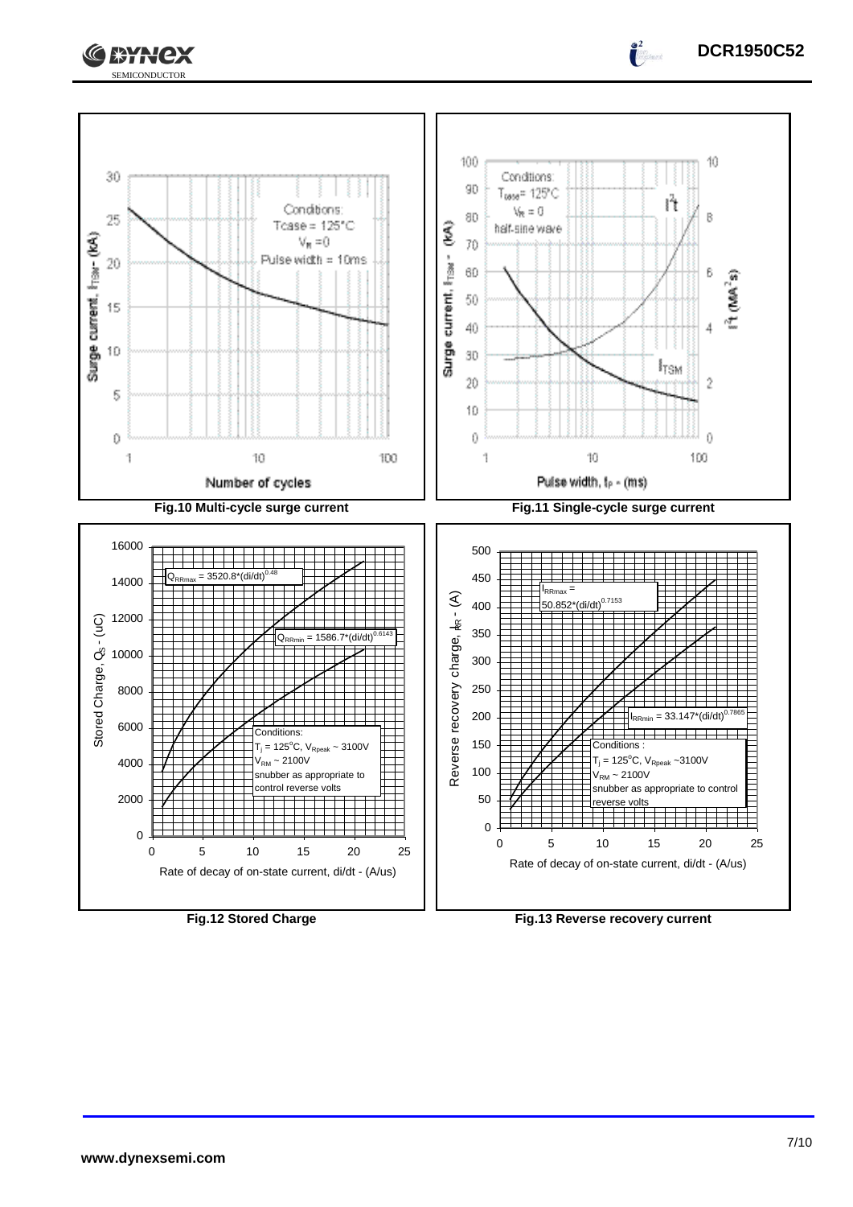Fig.10 Multi-cycle surge current

Fig.11 Single-cycle surge current

Fig.12 Stored Charge

Fig.13 Reverse recovery current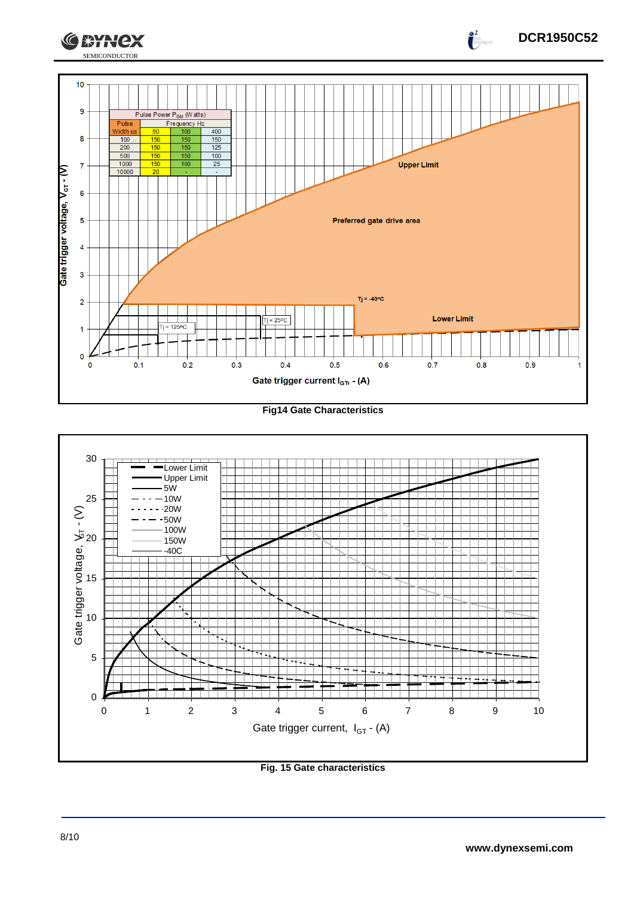| Pulse Power $P_{GM}$ (Watts) | | | |
|---|---|---|---|
| Pulse Width us | Frequency Hz | | |
| | 50 | 100 | 400 |
| 100 | 150 | 150 | 150 |
| 200 | 150 | 150 | 125 |
| 500 | 150 | 150 | 100 |
| 1000 | 150 | 100 | 25 |
| 10000 | 20 | - | - |

Fig14 Gate Characteristics

Fig. 15 Gate characteristics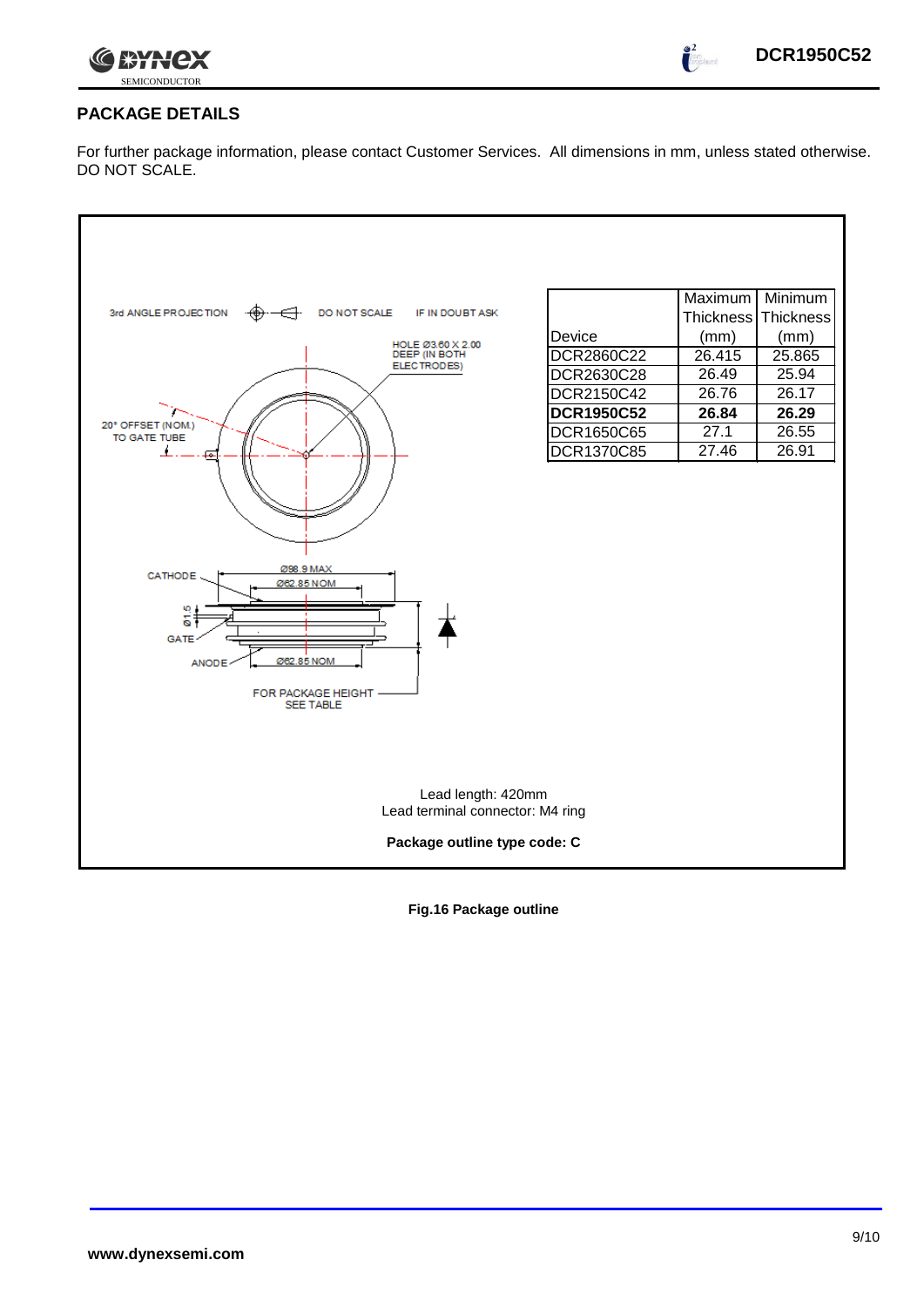## PACKAGE DETAILS

For further package information, please contact Customer Services. All dimensions in mm, unless stated otherwise. DO NOT SCALE.

3rd ANGLE PROJECTION DO NOT SCALE IF IN DOUBT ASK

HOLE Ø3.60 X 2.00 DEEP (IN BOTH ELECTRODES)

20° OFFSET (NOM.) TO GATE TUBE

CATHODE

Ø98.9 MAX

Ø62.85 NOM

Ø1.5

GATE

ANODE

Ø62.85 NOM

FOR PACKAGE HEIGHT SEE TABLE

| Device | Maximum Thickness (mm) | Minimum Thickness (mm) |
|---|---|---|
| DCR2860C22 | 26.415 | 25.865 |
| DCR2630C28 | 26.49 | 25.94 |
| DCR2150C42 | 26.76 | 26.17 |
| **DCR1950C52** | **26.84** | **26.29** |
| DCR1650C65 | 27.1 | 26.55 |
| DCR1370C85 | 27.46 | 26.91 |

Lead length: 420mm

Lead terminal connector: M4 ring

**Package outline type code: C**

**Fig.16 Package outline**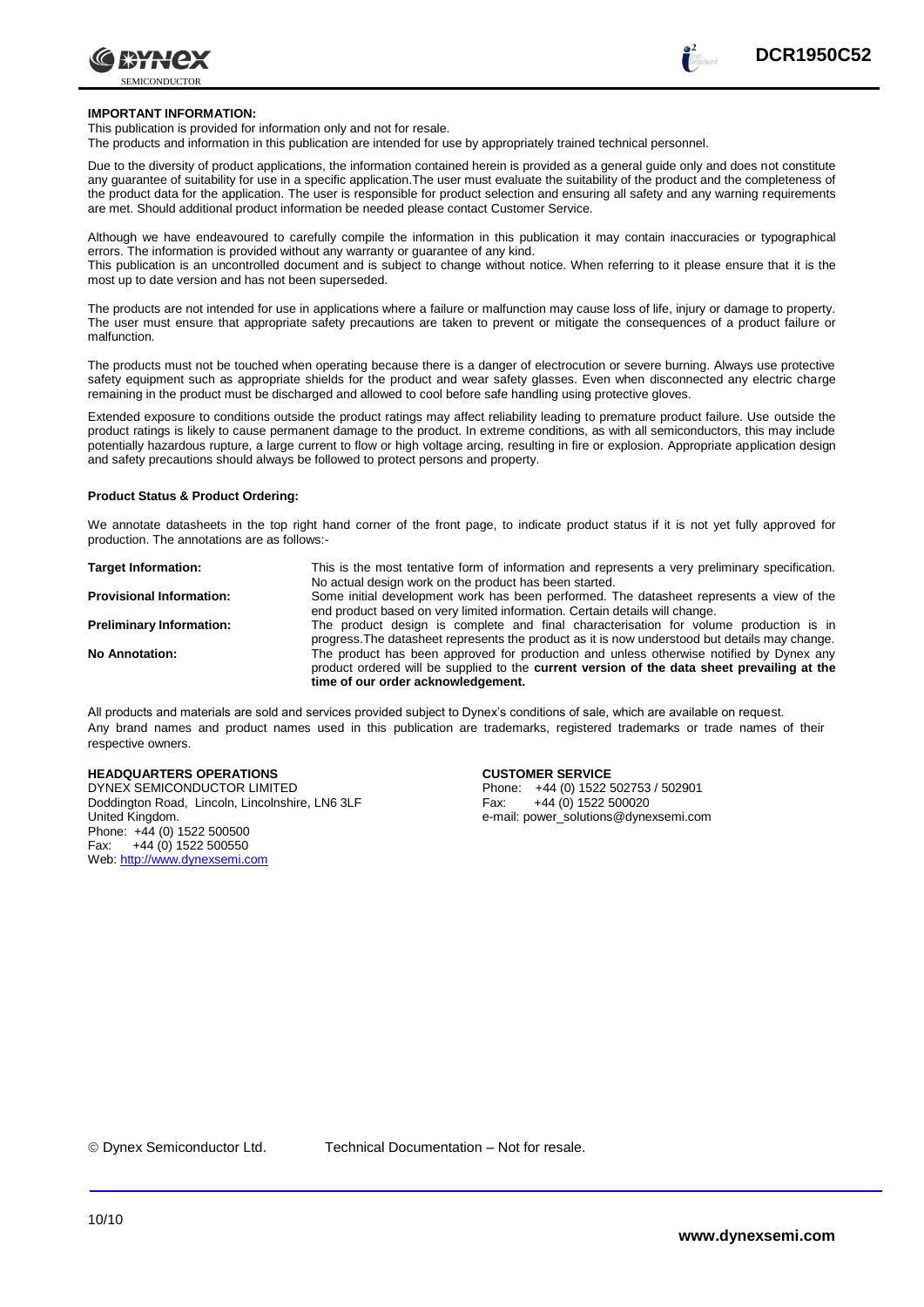**IMPORTANT INFORMATION:**

This publication is provided for information only and not for resale.

The products and information in this publication are intended for use by appropriately trained technical personnel.

Due to the diversity of product applications, the information contained herein is provided as a general guide only and does not constitute any guarantee of suitability for use in a specific application.The user must evaluate the suitability of the product and the completeness of the product data for the application. The user is responsible for product selection and ensuring all safety and any warning requirements are met. Should additional product information be needed please contact Customer Service.

Although we have endeavoured to carefully compile the information in this publication it may contain inaccuracies or typographical errors. The information is provided without any warranty or guarantee of any kind.

This publication is an uncontrolled document and is subject to change without notice. When referring to it please ensure that it is the most up to date version and has not been superseded.

The products are not intended for use in applications where a failure or malfunction may cause loss of life, injury or damage to property. The user must ensure that appropriate safety precautions are taken to prevent or mitigate the consequences of a product failure or malfunction.

The products must not be touched when operating because there is a danger of electrocution or severe burning. Always use protective safety equipment such as appropriate shields for the product and wear safety glasses. Even when disconnected any electric charge remaining in the product must be discharged and allowed to cool before safe handling using protective gloves.

Extended exposure to conditions outside the product ratings may affect reliability leading to premature product failure. Use outside the product ratings is likely to cause permanent damage to the product. In extreme conditions, as with all semiconductors, this may include potentially hazardous rupture, a large current to flow or high voltage arcing, resulting in fire or explosion. Appropriate application design and safety precautions should always be followed to protect persons and property.

**Product Status & Product Ordering:**

We annotate datasheets in the top right hand corner of the front page, to indicate product status if it is not yet fully approved for production. The annotations are as follows:-

| | |
|---|---|
| **Target Information:** | This is the most tentative form of information and represents a very preliminary specification. No actual design work on the product has been started. |
| **Provisional Information:** | Some initial development work has been performed. The datasheet represents a view of the end product based on very limited information. Certain details will change. |
| **Preliminary Information:** | The product design is complete and final characterisation for volume production is in progress.The datasheet represents the product as it is now understood but details may change. |
| **No Annotation:** | The product has been approved for production and unless otherwise notified by Dynex any product ordered will be supplied to the **current version of the data sheet prevailing at the time of our order acknowledgement.** |

All products and materials are sold and services provided subject to Dynex's conditions of sale, which are available on request.

Any brand names and product names used in this publication are trademarks, registered trademarks or trade names of their respective owners.

**HEADQUARTERS OPERATIONS**
DYNEX SEMICONDUCTOR LIMITED
Doddington Road, Lincoln, Lincolnshire, LN6 3LF
United Kingdom.
Phone: +44 (0) 1522 500500
Fax: +44 (0) 1522 500550
Web: http://www.dynexsemi.com

**CUSTOMER SERVICE**
Phone: +44 (0) 1522 502753 / 502901
Fax: +44 (0) 1522 500020
e-mail: power_solutions@dynexsemi.com

© Dynex Semiconductor Ltd. Technical Documentation – Not for resale.